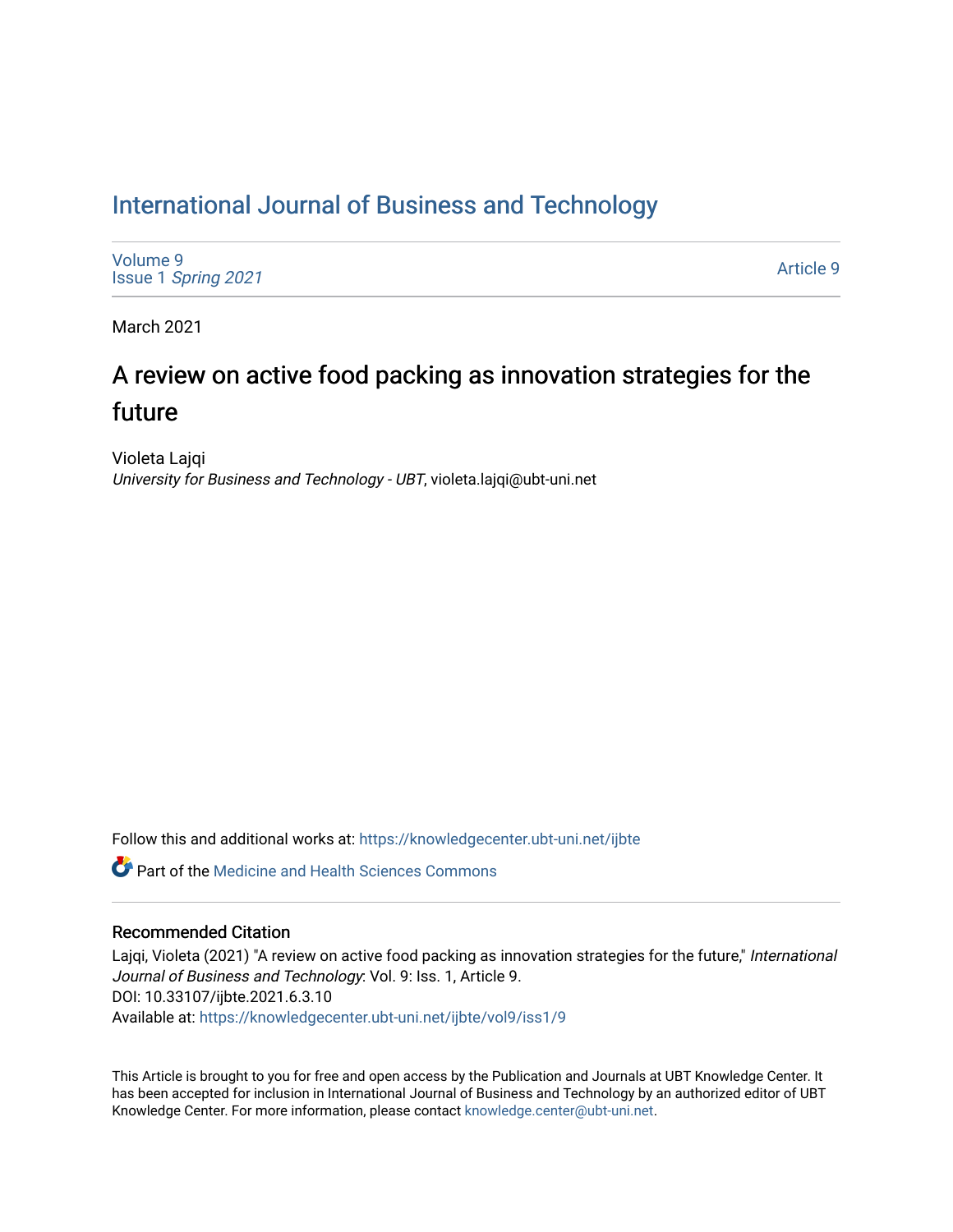# International Journal of Business and Technology

Volume 9
Issue 1 *Spring 2021*

Article 9

March 2021

## A review on active food packing as innovation strategies for the future

Violeta Lajqi
*University for Business and Technology - UBT*, violeta.lajqi@ubt-uni.net

Follow this and additional works at: https://knowledgecenter.ubt-uni.net/ijbte

Part of the Medicine and Health Sciences Commons

### Recommended Citation

Lajqi, Violeta (2021) "A review on active food packing as innovation strategies for the future," *International Journal of Business and Technology*: Vol. 9: Iss. 1, Article 9.
DOI: 10.33107/ijbte.2021.6.3.10
Available at: https://knowledgecenter.ubt-uni.net/ijbte/vol9/iss1/9

This Article is brought to you for free and open access by the Publication and Journals at UBT Knowledge Center. It has been accepted for inclusion in International Journal of Business and Technology by an authorized editor of UBT Knowledge Center. For more information, please contact knowledge.center@ubt-uni.net.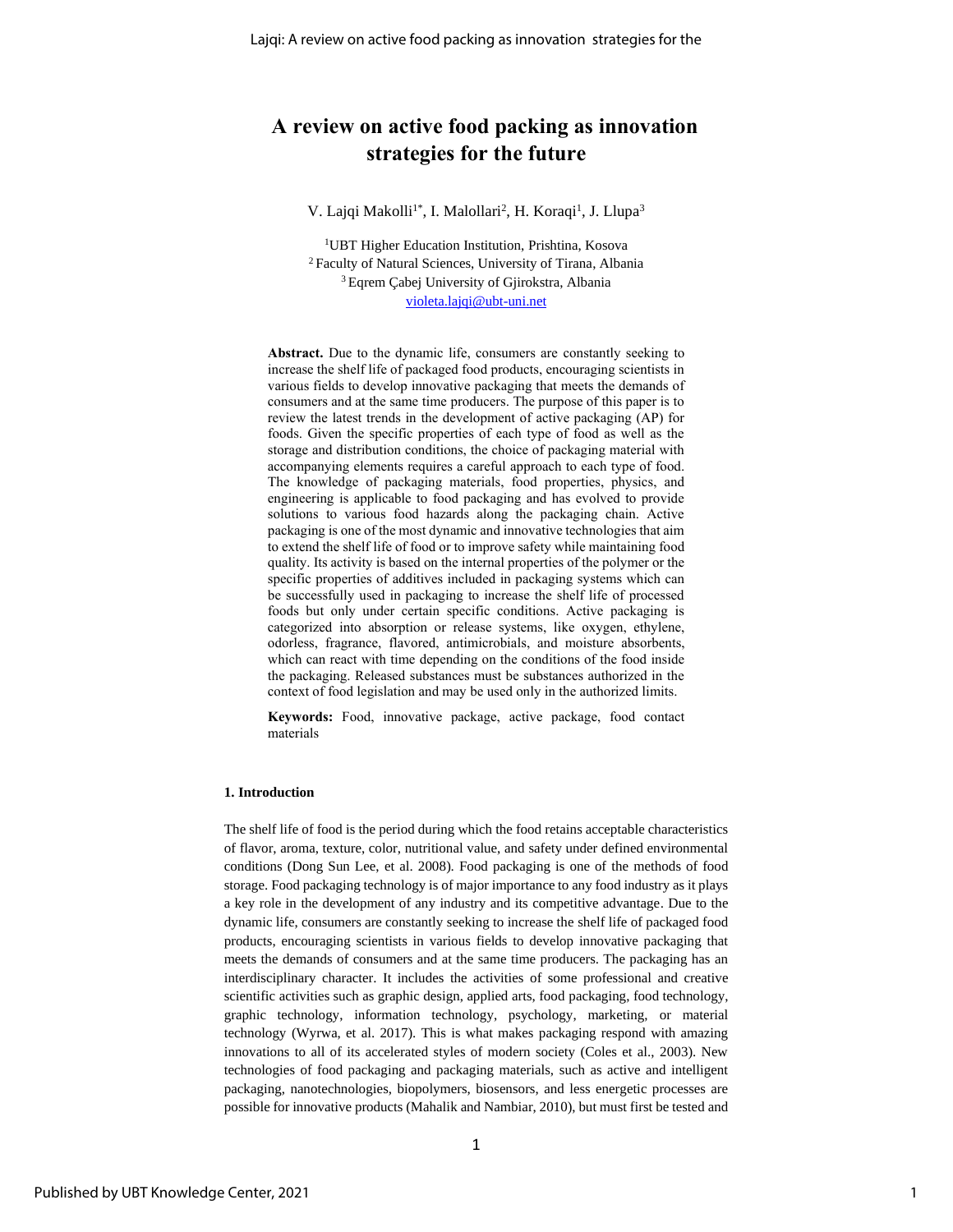# A review on active food packing as innovation strategies for the future

V. Lajqi Makolli[1*], I. Malollari[2], H. Koraqi[1], J. Llupa[3]

[1]UBT Higher Education Institution, Prishtina, Kosova
[2] Faculty of Natural Sciences, University of Tirana, Albania
[3] Eqrem Çabej University of Gjirokstra, Albania
violeta.lajqi@ubt-uni.net

**Abstract.** Due to the dynamic life, consumers are constantly seeking to increase the shelf life of packaged food products, encouraging scientists in various fields to develop innovative packaging that meets the demands of consumers and at the same time producers. The purpose of this paper is to review the latest trends in the development of active packaging (AP) for foods. Given the specific properties of each type of food as well as the storage and distribution conditions, the choice of packaging material with accompanying elements requires a careful approach to each type of food. The knowledge of packaging materials, food properties, physics, and engineering is applicable to food packaging and has evolved to provide solutions to various food hazards along the packaging chain. Active packaging is one of the most dynamic and innovative technologies that aim to extend the shelf life of food or to improve safety while maintaining food quality. Its activity is based on the internal properties of the polymer or the specific properties of additives included in packaging systems which can be successfully used in packaging to increase the shelf life of processed foods but only under certain specific conditions. Active packaging is categorized into absorption or release systems, like oxygen, ethylene, odorless, fragrance, flavored, antimicrobials, and moisture absorbents, which can react with time depending on the conditions of the food inside the packaging. Released substances must be substances authorized in the context of food legislation and may be used only in the authorized limits.

**Keywords:** Food, innovative package, active package, food contact materials

## 1. Introduction

The shelf life of food is the period during which the food retains acceptable characteristics of flavor, aroma, texture, color, nutritional value, and safety under defined environmental conditions (Dong Sun Lee, et al. 2008). Food packaging is one of the methods of food storage. Food packaging technology is of major importance to any food industry as it plays a key role in the development of any industry and its competitive advantage. Due to the dynamic life, consumers are constantly seeking to increase the shelf life of packaged food products, encouraging scientists in various fields to develop innovative packaging that meets the demands of consumers and at the same time producers. The packaging has an interdisciplinary character. It includes the activities of some professional and creative scientific activities such as graphic design, applied arts, food packaging, food technology, graphic technology, information technology, psychology, marketing, or material technology (Wyrwa, et al. 2017). This is what makes packaging respond with amazing innovations to all of its accelerated styles of modern society (Coles et al., 2003). New technologies of food packaging and packaging materials, such as active and intelligent packaging, nanotechnologies, biopolymers, biosensors, and less energetic processes are possible for innovative products (Mahalik and Nambiar, 2010), but must first be tested and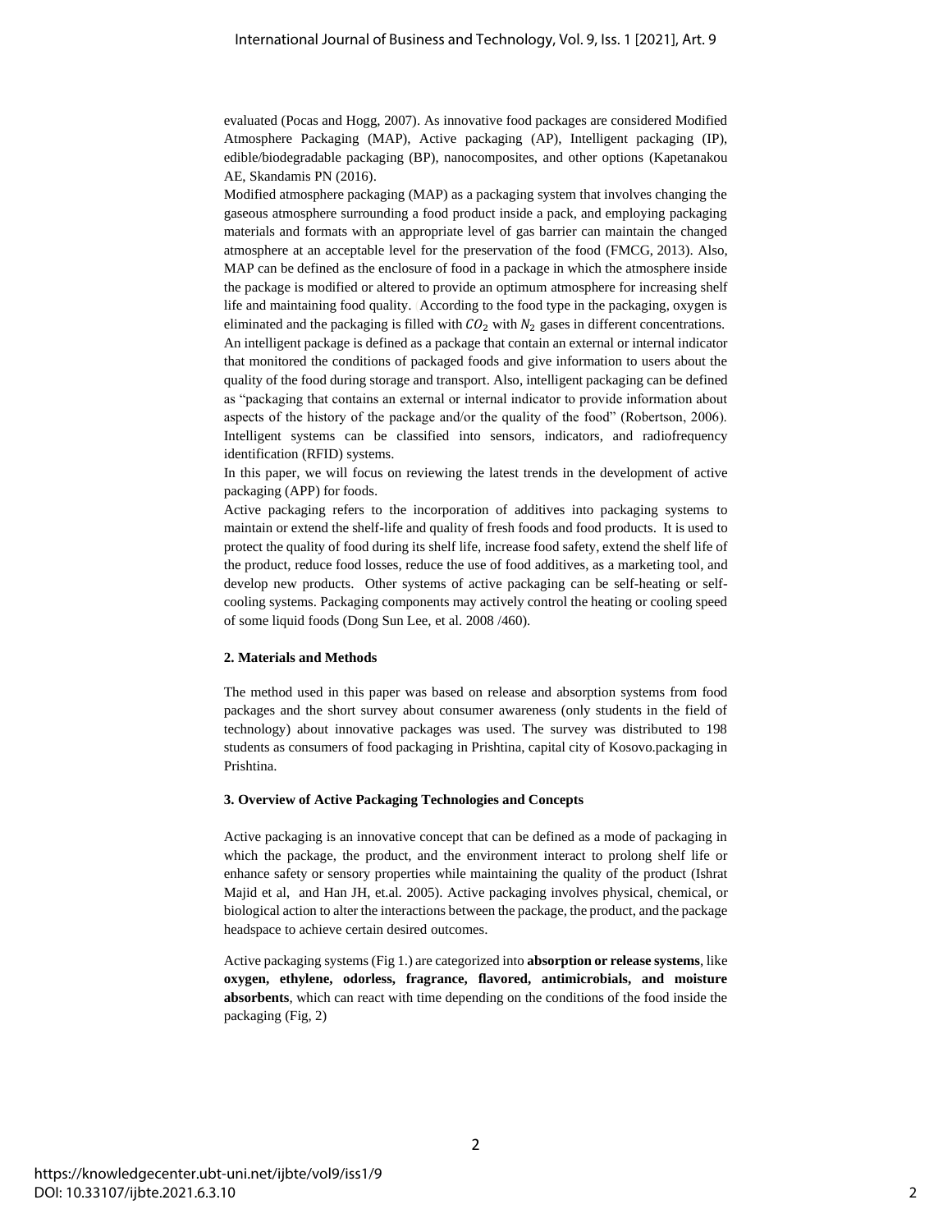evaluated (Pocas and Hogg, 2007). As innovative food packages are considered Modified Atmosphere Packaging (MAP), Active packaging (AP), Intelligent packaging (IP), edible/biodegradable packaging (BP), nanocomposites, and other options (Kapetanakou AE, Skandamis PN (2016).

Modified atmosphere packaging (MAP) as a packaging system that involves changing the gaseous atmosphere surrounding a food product inside a pack, and employing packaging materials and formats with an appropriate level of gas barrier can maintain the changed atmosphere at an acceptable level for the preservation of the food (FMCG, 2013). Also, MAP can be defined as the enclosure of food in a package in which the atmosphere inside the package is modified or altered to provide an optimum atmosphere for increasing shelf life and maintaining food quality. According to the food type in the packaging, oxygen is eliminated and the packaging is filled with $CO_2$ with $N_2$ gases in different concentrations.

An intelligent package is defined as a package that contain an external or internal indicator that monitored the conditions of packaged foods and give information to users about the quality of the food during storage and transport. Also, intelligent packaging can be defined as "packaging that contains an external or internal indicator to provide information about aspects of the history of the package and/or the quality of the food" (Robertson, 2006). Intelligent systems can be classified into sensors, indicators, and radiofrequency identification (RFID) systems.

In this paper, we will focus on reviewing the latest trends in the development of active packaging (APP) for foods.

Active packaging refers to the incorporation of additives into packaging systems to maintain or extend the shelf-life and quality of fresh foods and food products. It is used to protect the quality of food during its shelf life, increase food safety, extend the shelf life of the product, reduce food losses, reduce the use of food additives, as a marketing tool, and develop new products. Other systems of active packaging can be self-heating or self-cooling systems. Packaging components may actively control the heating or cooling speed of some liquid foods (Dong Sun Lee, et al. 2008 /460).

**2. Materials and Methods**

The method used in this paper was based on release and absorption systems from food packages and the short survey about consumer awareness (only students in the field of technology) about innovative packages was used. The survey was distributed to 198 students as consumers of food packaging in Prishtina, capital city of Kosovo.packaging in Prishtina.

**3. Overview of Active Packaging Technologies and Concepts**

Active packaging is an innovative concept that can be defined as a mode of packaging in which the package, the product, and the environment interact to prolong shelf life or enhance safety or sensory properties while maintaining the quality of the product (Ishrat Majid et al, and Han JH, et.al. 2005). Active packaging involves physical, chemical, or biological action to alter the interactions between the package, the product, and the package headspace to achieve certain desired outcomes.

Active packaging systems (Fig 1.) are categorized into **absorption or release systems**, like **oxygen, ethylene, odorless, fragrance, flavored, antimicrobials, and moisture absorbents**, which can react with time depending on the conditions of the food inside the packaging (Fig, 2)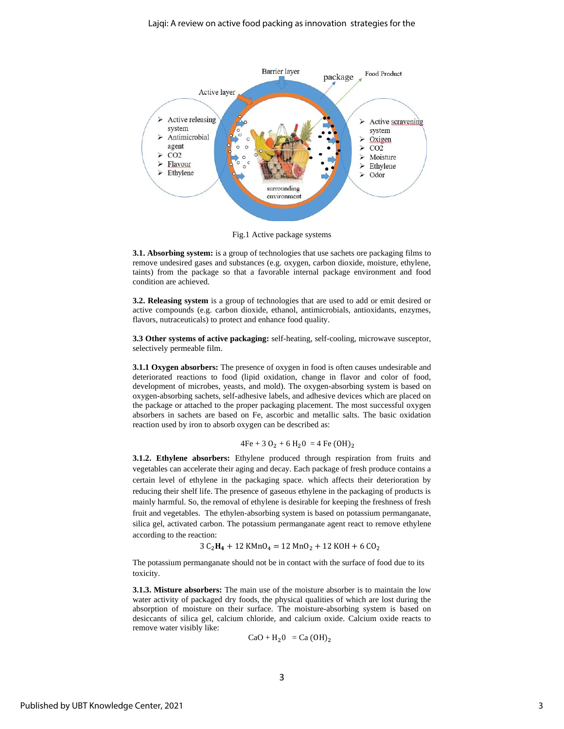Fig.1 Active package systems

**3.1. Absorbing system:** is a group of technologies that use sachets ore packaging films to remove undesired gases and substances (e.g. oxygen, carbon dioxide, moisture, ethylene, taints) from the package so that a favorable internal package environment and food condition are achieved.

**3.2. Releasing system** is a group of technologies that are used to add or emit desired or active compounds (e.g. carbon dioxide, ethanol, antimicrobials, antioxidants, enzymes, flavors, nutraceuticals) to protect and enhance food quality.

**3.3 Other systems of active packaging:** self-heating, self-cooling, microwave susceptor, selectively permeable film.

**3.1.1 Oxygen absorbers:** The presence of oxygen in food is often causes undesirable and deteriorated reactions to food (lipid oxidation, change in flavor and color of food, development of microbes, yeasts, and mold). The oxygen-absorbing system is based on oxygen-absorbing sachets, self-adhesive labels, and adhesive devices which are placed on the package or attached to the proper packaging placement. The most successful oxygen absorbers in sachets are based on Fe, ascorbic and metallic salts. The basic oxidation reaction used by iron to absorb oxygen can be described as:

$$4Fe + 3\,O_2 + 6\,H_2O = 4\,Fe\,(OH)_2$$

**3.1.2. Ethylene absorbers:** Ethylene produced through respiration from fruits and vegetables can accelerate their aging and decay. Each package of fresh produce contains a certain level of ethylene in the packaging space. which affects their deterioration by reducing their shelf life. The presence of gaseous ethylene in the packaging of products is mainly harmful. So, the removal of ethylene is desirable for keeping the freshness of fresh fruit and vegetables. The ethylen-absorbing system is based on potassium permanganate, silica gel, activated carbon. The potassium permanganate agent react to remove ethylene according to the reaction:

$$3\,C_2H_4 + 12\,KMnO_4 = 12\,MnO_2 + 12\,KOH + 6\,CO_2$$

The potassium permanganate should not be in contact with the surface of food due to its toxicity.

**3.1.3. Misture absorbers:** The main use of the moisture absorber is to maintain the low water activity of packaged dry foods, the physical qualities of which are lost during the absorption of moisture on their surface. The moisture-absorbing system is based on desiccants of silica gel, calcium chloride, and calcium oxide. Calcium oxide reacts to remove water visibly like:

$$CaO + H_2O = Ca\,(OH)_2$$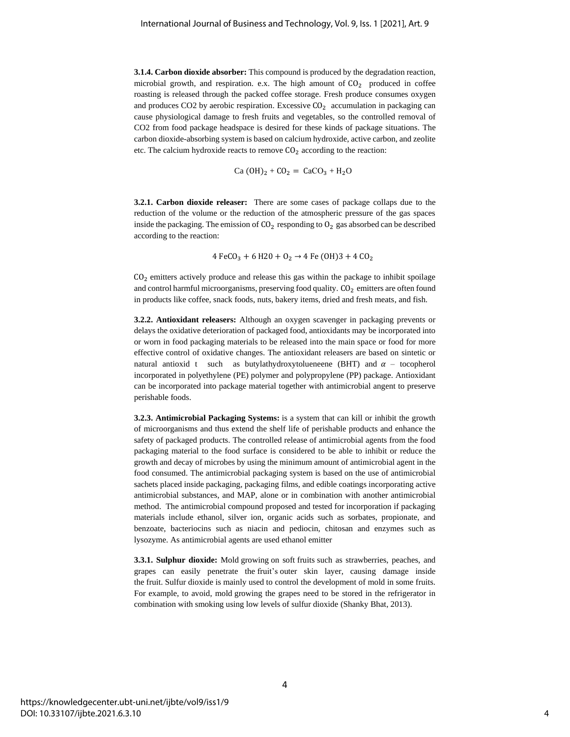**3.1.4. Carbon dioxide absorber:** This compound is produced by the degradation reaction, microbial growth, and respiration. e.x. The high amount of $CO_2$ produced in coffee roasting is released through the packed coffee storage. Fresh produce consumes oxygen and produces CO2 by aerobic respiration. Excessive $CO_2$ accumulation in packaging can cause physiological damage to fresh fruits and vegetables, so the controlled removal of CO2 from food package headspace is desired for these kinds of package situations. The carbon dioxide-absorbing system is based on calcium hydroxide, active carbon, and zeolite etc. The calcium hydroxide reacts to remove $CO_2$ according to the reaction:

$$Ca\,(OH)_2 + CO_2 = CaCO_3 + H_2O$$

**3.2.1. Carbon dioxide releaser:** There are some cases of package collaps due to the reduction of the volume or the reduction of the atmospheric pressure of the gas spaces inside the packaging. The emission of $CO_2$ responding to $O_2$ gas absorbed can be described according to the reaction:

$$4\,FeCO_3 + 6\,H20 + O_2 \rightarrow 4\,Fe\,(OH)3 + 4\,CO_2$$

$CO_2$ emitters actively produce and release this gas within the package to inhibit spoilage and control harmful microorganisms, preserving food quality. $CO_2$ emitters are often found in products like coffee, snack foods, nuts, bakery items, dried and fresh meats, and fish.

**3.2.2. Antioxidant releasers:** Although an oxygen scavenger in packaging prevents or delays the oxidative deterioration of packaged food, antioxidants may be incorporated into or worn in food packaging materials to be released into the main space or food for more effective control of oxidative changes. The antioxidant releasers are based on sintetic or natural antioxid t such as butylathydroxytolueneene (BHT) and $\alpha$ – tocopherol incorporated in polyethylene (PE) polymer and polypropylene (PP) package. Antioxidant can be incorporated into package material together with antimicrobial angent to preserve perishable foods.

**3.2.3. Antimicrobial Packaging Systems:** is a system that can kill or inhibit the growth of microorganisms and thus extend the shelf life of perishable products and enhance the safety of packaged products. The controlled release of antimicrobial agents from the food packaging material to the food surface is considered to be able to inhibit or reduce the growth and decay of microbes by using the minimum amount of antimicrobial agent in the food consumed. The antimicrobial packaging system is based on the use of antimicrobial sachets placed inside packaging, packaging films, and edible coatings incorporating active antimicrobial substances, and MAP, alone or in combination with another antimicrobial method. The antimicrobial compound proposed and tested for incorporation if packaging materials include ethanol, silver ion, organic acids such as sorbates, propionate, and benzoate, bacteriocins such as niacin and pediocin, chitosan and enzymes such as lysozyme. As antimicrobial agents are used ethanol emitter

**3.3.1. Sulphur dioxide:** Mold growing on soft fruits such as strawberries, peaches, and grapes can easily penetrate the fruit's outer skin layer, causing damage inside the fruit. Sulfur dioxide is mainly used to control the development of mold in some fruits. For example, to avoid, mold growing the grapes need to be stored in the refrigerator in combination with smoking using low levels of sulfur dioxide (Shanky Bhat, 2013).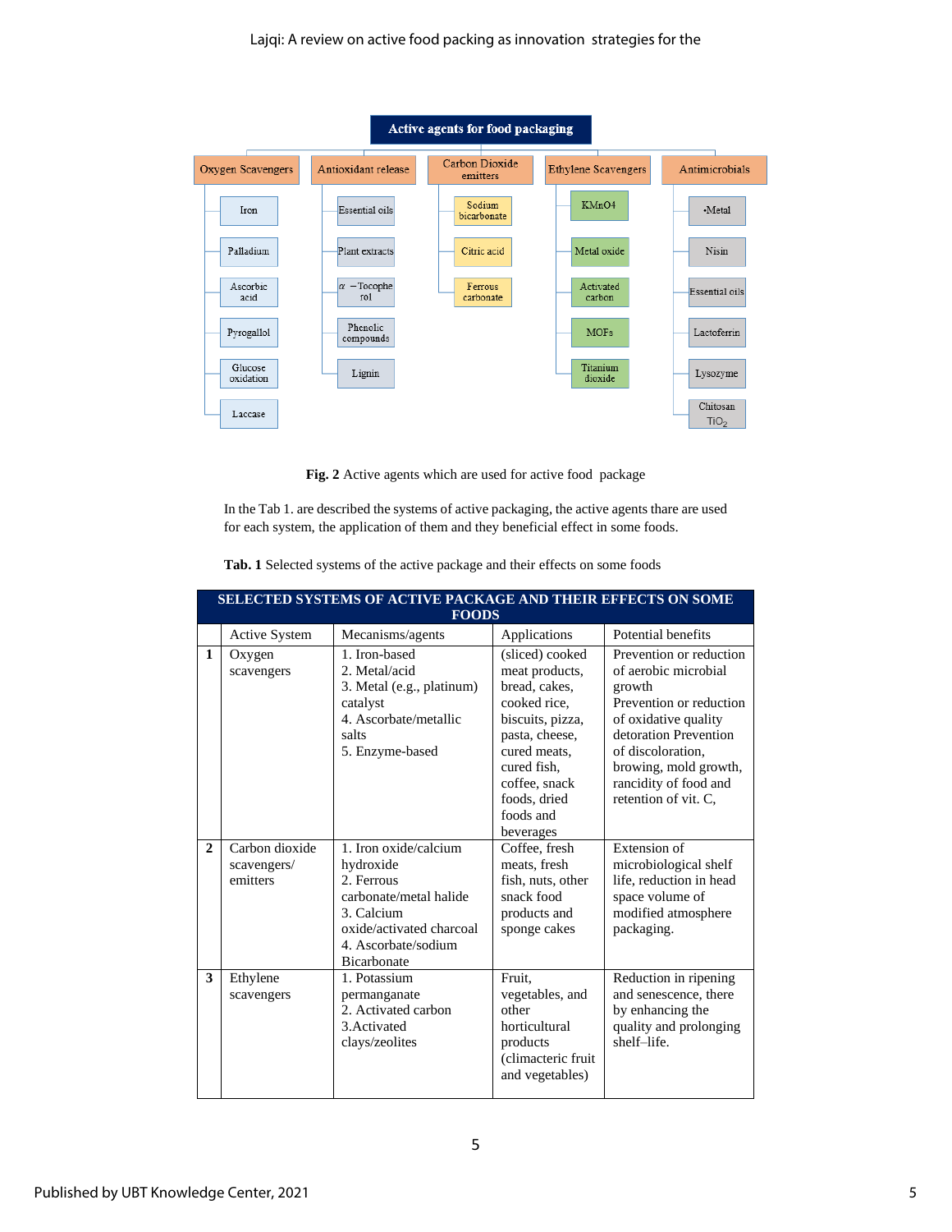**Active agents for food packaging**

| Oxygen Scavengers | Antioxidant release | Carbon Dioxide emitters | Ethylene Scavengers | Antimicrobials |
|---|---|---|---|---|
| Iron | Essential oils | Sodium bicarbonate | KMnO4 | ·Metal |
| Palladium | Plant extracts | Citric acid | Metal oxide | Nisin |
| Ascorbic acid | α −Tocopherol | Ferrous carbonate | Activated carbon | Essential oils |
| Pyrogallol | Phenolic compounds | | MOFs | Lactoferrin |
| Glucose oxidation | Lignin | | Titanium dioxide | Lysozyme |
| Laccase | | | | Chitosan $TiO_2$ |

**Fig. 2** Active agents which are used for active food package

In the Tab 1. are described the systems of active packaging, the active agents thare are used for each system, the application of them and they beneficial effect in some foods.

**Tab. 1** Selected systems of the active package and their effects on some foods

| | **SELECTED SYSTEMS OF ACTIVE PACKAGE AND THEIR EFFECTS ON SOME FOODS** | | | |
|---|---|---|---|---|
| | Active System | Mecanisms/agents | Applications | Potential benefits |
| **1** | Oxygen scavengers | 1. Iron-based<br>2. Metal/acid<br>3. Metal (e.g., platinum) catalyst<br>4. Ascorbate/metallic salts<br>5. Enzyme-based | (sliced) cooked meat products, bread, cakes, cooked rice, biscuits, pizza, pasta, cheese, cured meats, cured fish, coffee, snack foods, dried foods and beverages | Prevention or reduction of aerobic microbial growth<br>Prevention or reduction of oxidative quality detoration Prevention of discoloration, browning, mold growth, rancidity of food and retention of vit. C, |
| **2** | Carbon dioxide scavengers/ emitters | 1. Iron oxide/calcium hydroxide<br>2. Ferrous carbonate/metal halide<br>3. Calcium oxide/activated charcoal<br>4. Ascorbate/sodium Bicarbonate | Coffee, fresh meats, fresh fish, nuts, other snack food products and sponge cakes | Extension of microbiological shelf life, reduction in head space volume of modified atmosphere packaging. |
| **3** | Ethylene scavengers | 1. Potassium permanganate<br>2. Activated carbon<br>3.Activated clays/zeolites | Fruit, vegetables, and other horticultural products (climacteric fruit and vegetables) | Reduction in ripening and senescence, there by enhancing the quality and prolonging shelf–life. |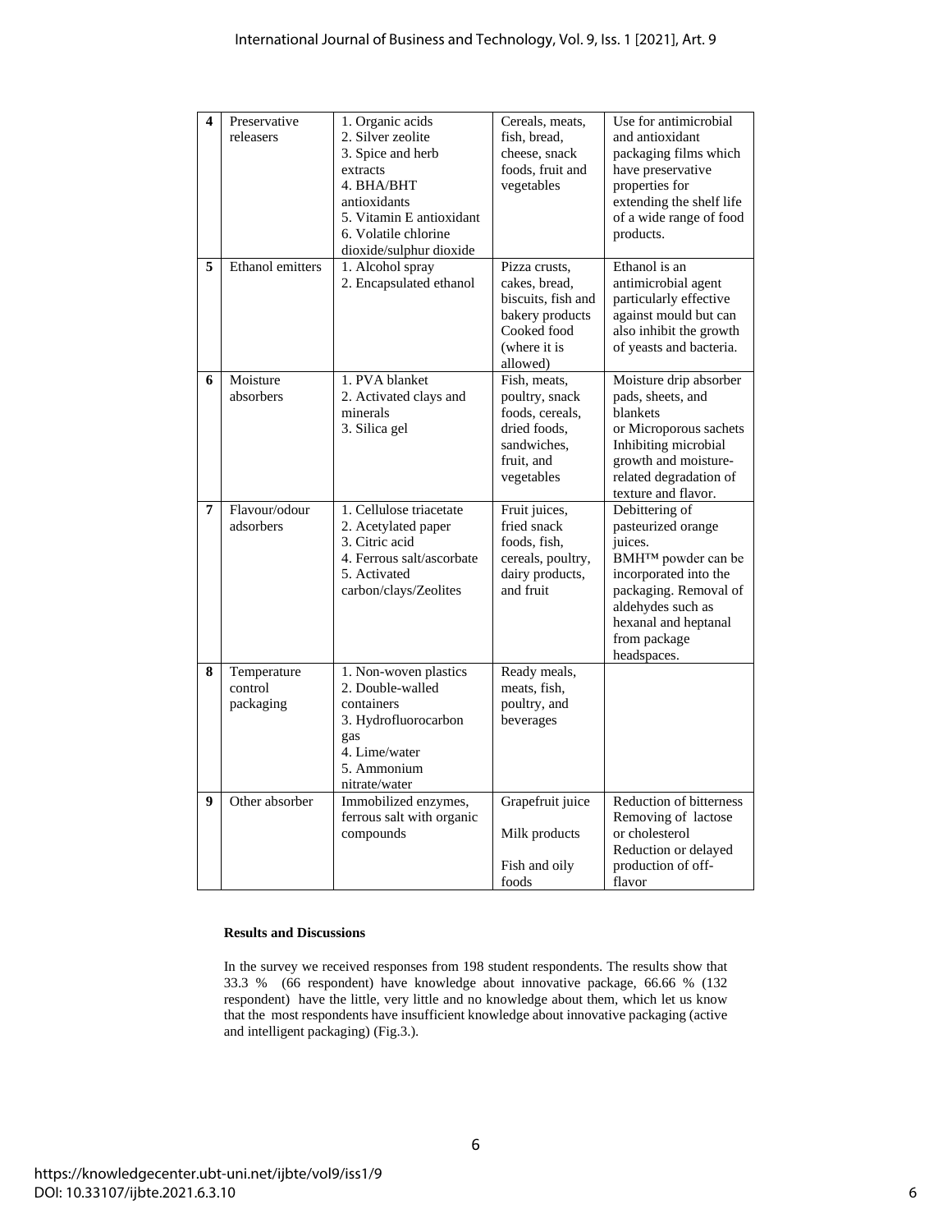| 4 | Preservative releasers | 1. Organic acids<br>2. Silver zeolite<br>3. Spice and herb extracts<br>4. BHA/BHT antioxidants<br>5. Vitamin E antioxidant<br>6. Volatile chlorine dioxide/sulphur dioxide | Cereals, meats, fish, bread, cheese, snack foods, fruit and vegetables | Use for antimicrobial and antioxidant packaging films which have preservative properties for extending the shelf life of a wide range of food products. |
|---|---|---|---|---|
| 5 | Ethanol emitters | 1. Alcohol spray<br>2. Encapsulated ethanol | Pizza crusts, cakes, bread, biscuits, fish and bakery products Cooked food (where it is allowed) | Ethanol is an antimicrobial agent particularly effective against mould but can also inhibit the growth of yeasts and bacteria. |
| 6 | Moisture absorbers | 1. PVA blanket<br>2. Activated clays and minerals<br>3. Silica gel | Fish, meats, poultry, snack foods, cereals, dried foods, sandwiches, fruit, and vegetables | Moisture drip absorber pads, sheets, and blankets or Microporous sachets Inhibiting microbial growth and moisture-related degradation of texture and flavor. |
| 7 | Flavour/odour adsorbers | 1. Cellulose triacetate<br>2. Acetylated paper<br>3. Citric acid<br>4. Ferrous salt/ascorbate<br>5. Activated carbon/clays/Zeolites | Fruit juices, fried snack foods, fish, cereals, poultry, dairy products, and fruit | Debittering of pasteurized orange juices. BMH™ powder can be incorporated into the packaging. Removal of aldehydes such as hexanal and heptanal from package headspaces. |
| 8 | Temperature control packaging | 1. Non-woven plastics<br>2. Double-walled containers<br>3. Hydrofluorocarbon gas<br>4. Lime/water<br>5. Ammonium nitrate/water | Ready meals, meats, fish, poultry, and beverages | |
| 9 | Other absorber | Immobilized enzymes, ferrous salt with organic compounds | Grapefruit juice<br><br>Milk products<br><br>Fish and oily foods | Reduction of bitterness Removing of lactose or cholesterol Reduction or delayed production of off-flavor |

**Results and Discussions**

In the survey we received responses from 198 student respondents. The results show that 33.3 % (66 respondent) have knowledge about innovative package, 66.66 % (132 respondent) have the little, very little and no knowledge about them, which let us know that the most respondents have insufficient knowledge about innovative packaging (active and intelligent packaging) (Fig.3.).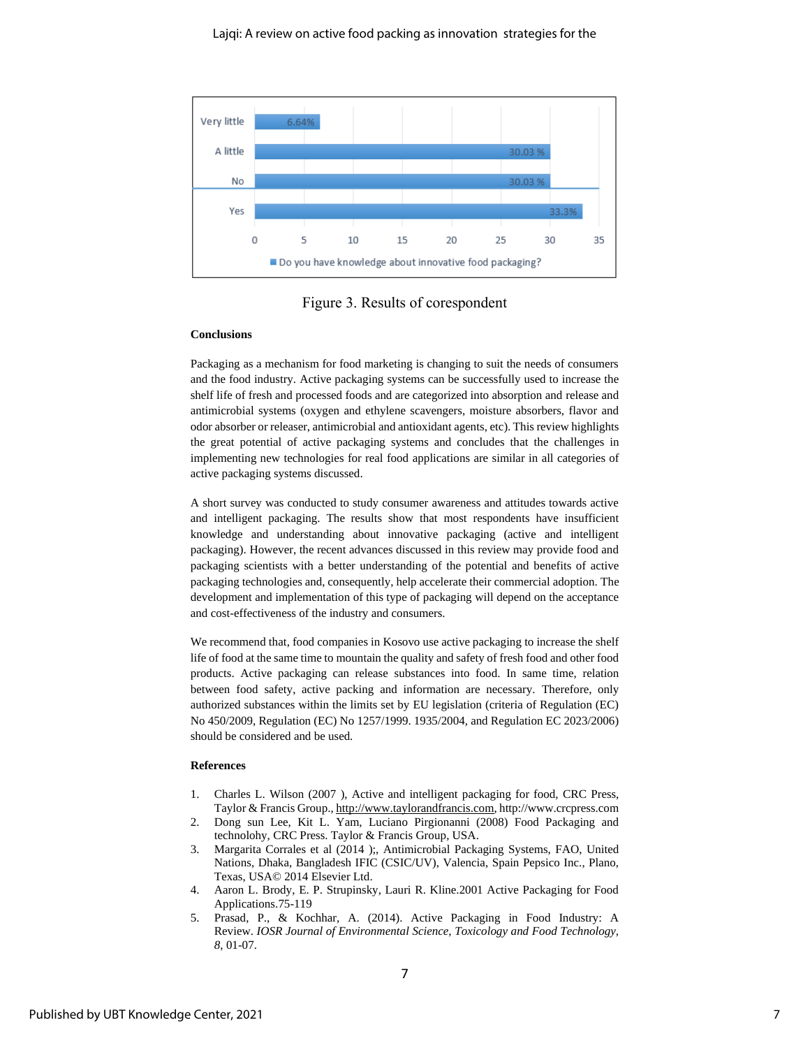Figure 3. Results of corespondent

**Conclusions**

Packaging as a mechanism for food marketing is changing to suit the needs of consumers and the food industry. Active packaging systems can be successfully used to increase the shelf life of fresh and processed foods and are categorized into absorption and release and antimicrobial systems (oxygen and ethylene scavengers, moisture absorbers, flavor and odor absorber or releaser, antimicrobial and antioxidant agents, etc). This review highlights the great potential of active packaging systems and concludes that the challenges in implementing new technologies for real food applications are similar in all categories of active packaging systems discussed.

A short survey was conducted to study consumer awareness and attitudes towards active and intelligent packaging. The results show that most respondents have insufficient knowledge and understanding about innovative packaging (active and intelligent packaging). However, the recent advances discussed in this review may provide food and packaging scientists with a better understanding of the potential and benefits of active packaging technologies and, consequently, help accelerate their commercial adoption. The development and implementation of this type of packaging will depend on the acceptance and cost-effectiveness of the industry and consumers.

We recommend that, food companies in Kosovo use active packaging to increase the shelf life of food at the same time to mountain the quality and safety of fresh food and other food products. Active packaging can release substances into food. In same time, relation between food safety, active packing and information are necessary. Therefore, only authorized substances within the limits set by EU legislation (criteria of Regulation (EC) No 450/2009, Regulation (EC) No 1257/1999. 1935/2004, and Regulation EC 2023/2006) should be considered and be used.

**References**

1. Charles L. Wilson (2007 ), Active and intelligent packaging for food, CRC Press, Taylor & Francis Group., http://www.taylorandfrancis.com, http://www.crcpress.com
2. Dong sun Lee, Kit L. Yam, Luciano Pirgionanni (2008) Food Packaging and technolohy, CRC Press. Taylor & Francis Group, USA.
3. Margarita Corrales et al (2014 );, Antimicrobial Packaging Systems, FAO, United Nations, Dhaka, Bangladesh IFIC (CSIC/UV), Valencia, Spain Pepsico Inc., Plano, Texas, USA© 2014 Elsevier Ltd.
4. Aaron L. Brody, E. P. Strupinsky, Lauri R. Kline.2001 Active Packaging for Food Applications.75-119
5. Prasad, P., & Kochhar, A. (2014). Active Packaging in Food Industry: A Review. *IOSR Journal of Environmental Science, Toxicology and Food Technology, 8*, 01-07.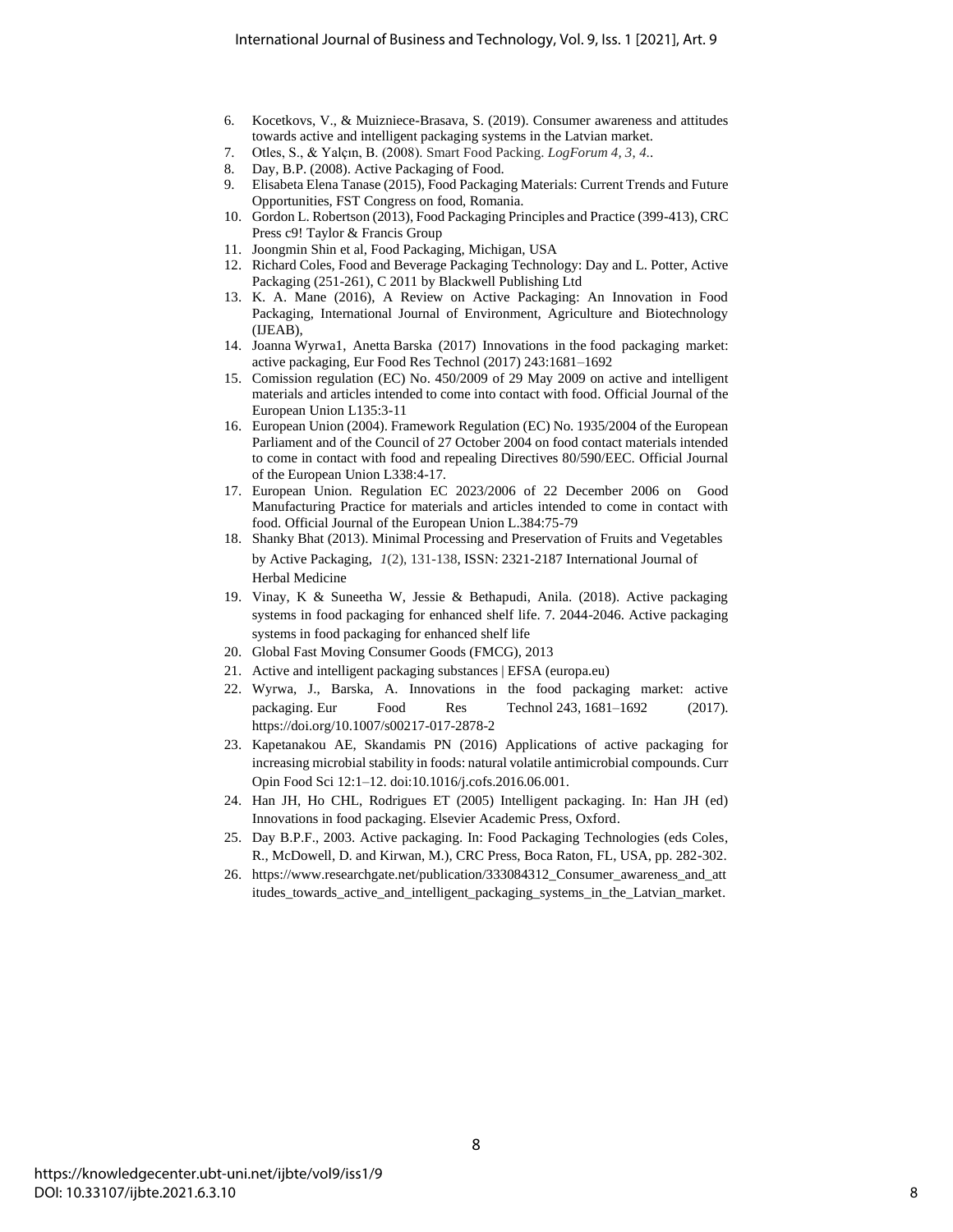6. Kocetkovs, V., & Muizniece-Brasava, S. (2019). Consumer awareness and attitudes towards active and intelligent packaging systems in the Latvian market.
7. Otles, S., & Yalçın, B. (2008). Smart Food Packing. *LogForum 4, 3, 4.*.
8. Day, B.P. (2008). Active Packaging of Food.
9. Elisabeta Elena Tanase (2015), Food Packaging Materials: Current Trends and Future Opportunities, FST Congress on food, Romania.
10. Gordon L. Robertson (2013), Food Packaging Principles and Practice (399-413), CRC Press c9! Taylor & Francis Group
11. Joongmin Shin et al, Food Packaging, Michigan, USA
12. Richard Coles, Food and Beverage Packaging Technology: Day and L. Potter, Active Packaging (251-261), C 2011 by Blackwell Publishing Ltd
13. K. A. Mane (2016), A Review on Active Packaging: An Innovation in Food Packaging, International Journal of Environment, Agriculture and Biotechnology (IJEAB),
14. Joanna Wyrwa1, Anetta Barska (2017) Innovations in the food packaging market: active packaging, Eur Food Res Technol (2017) 243:1681–1692
15. Comission regulation (EC) No. 450/2009 of 29 May 2009 on active and intelligent materials and articles intended to come into contact with food. Official Journal of the European Union L135:3-11
16. European Union (2004). Framework Regulation (EC) No. 1935/2004 of the European Parliament and of the Council of 27 October 2004 on food contact materials intended to come in contact with food and repealing Directives 80/590/EEC. Official Journal of the European Union L338:4-17.
17. European Union. Regulation EC 2023/2006 of 22 December 2006 on Good Manufacturing Practice for materials and articles intended to come in contact with food. Official Journal of the European Union L.384:75-79
18. Shanky Bhat (2013). Minimal Processing and Preservation of Fruits and Vegetables by Active Packaging, *1*(2), 131-138, ISSN: 2321-2187 International Journal of Herbal Medicine
19. Vinay, K & Suneetha W, Jessie & Bethapudi, Anila. (2018). Active packaging systems in food packaging for enhanced shelf life. 7. 2044-2046. Active packaging systems in food packaging for enhanced shelf life
20. Global Fast Moving Consumer Goods (FMCG), 2013
21. Active and intelligent packaging substances | EFSA (europa.eu)
22. Wyrwa, J., Barska, A. Innovations in the food packaging market: active packaging. Eur Food Res Technol 243, 1681–1692 (2017). https://doi.org/10.1007/s00217-017-2878-2
23. Kapetanakou AE, Skandamis PN (2016) Applications of active packaging for increasing microbial stability in foods: natural volatile antimicrobial compounds. Curr Opin Food Sci 12:1–12. doi:10.1016/j.cofs.2016.06.001.
24. Han JH, Ho CHL, Rodrigues ET (2005) Intelligent packaging. In: Han JH (ed) Innovations in food packaging. Elsevier Academic Press, Oxford.
25. Day B.P.F., 2003. Active packaging. In: Food Packaging Technologies (eds Coles, R., McDowell, D. and Kirwan, M.), CRC Press, Boca Raton, FL, USA, pp. 282-302.
26. https://www.researchgate.net/publication/333084312_Consumer_awareness_and_attitudes_towards_active_and_intelligent_packaging_systems_in_the_Latvian_market.